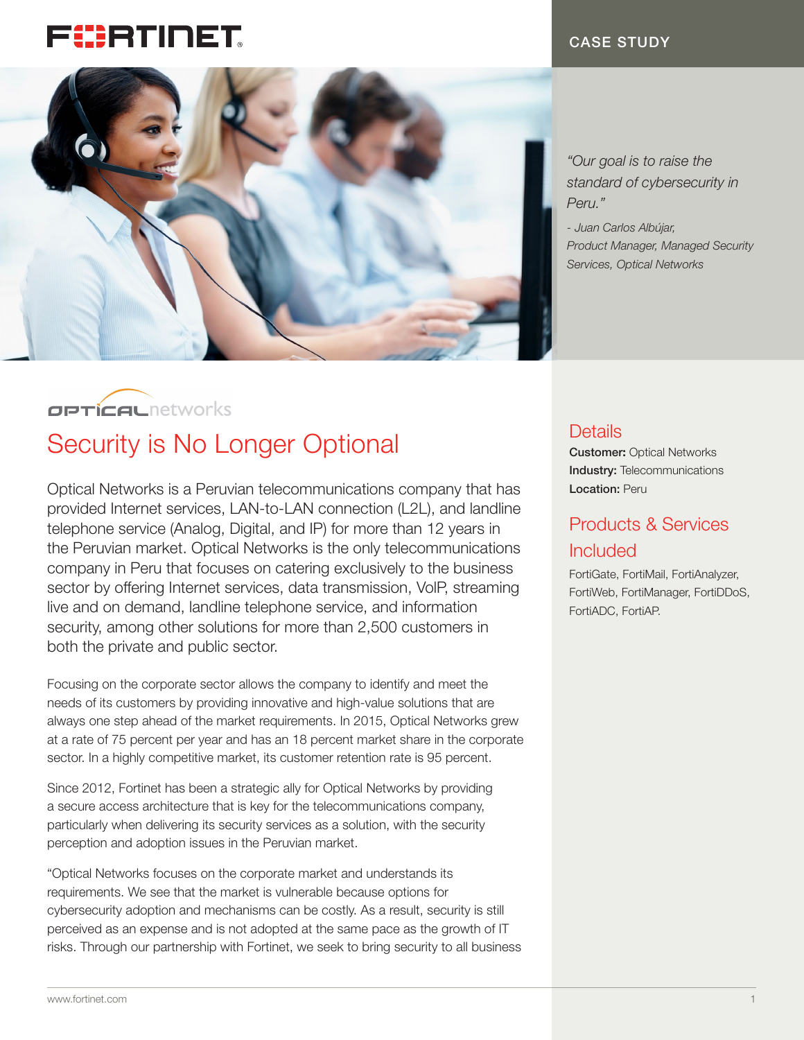CASE STUDY

> *"Our goal is to raise the standard of cybersecurity in Peru."*
>
> *- Juan Carlos Albújar, Product Manager, Managed Security Services, Optical Networks*

# Security is No Longer Optional

Optical Networks is a Peruvian telecommunications company that has provided Internet services, LAN-to-LAN connection (L2L), and landline telephone service (Analog, Digital, and IP) for more than 12 years in the Peruvian market. Optical Networks is the only telecommunications company in Peru that focuses on catering exclusively to the business sector by offering Internet services, data transmission, VoIP, streaming live and on demand, landline telephone service, and information security, among other solutions for more than 2,500 customers in both the private and public sector.

Focusing on the corporate sector allows the company to identify and meet the needs of its customers by providing innovative and high-value solutions that are always one step ahead of the market requirements. In 2015, Optical Networks grew at a rate of 75 percent per year and has an 18 percent market share in the corporate sector. In a highly competitive market, its customer retention rate is 95 percent.

Since 2012, Fortinet has been a strategic ally for Optical Networks by providing a secure access architecture that is key for the telecommunications company, particularly when delivering its security services as a solution, with the security perception and adoption issues in the Peruvian market.

"Optical Networks focuses on the corporate market and understands its requirements. We see that the market is vulnerable because options for cybersecurity adoption and mechanisms can be costly. As a result, security is still perceived as an expense and is not adopted at the same pace as the growth of IT risks. Through our partnership with Fortinet, we seek to bring security to all business

## Details

**Customer:** Optical Networks
**Industry:** Telecommunications
**Location:** Peru

## Products & Services Included

FortiGate, FortiMail, FortiAnalyzer, FortiWeb, FortiManager, FortiDDoS, FortiADC, FortiAP.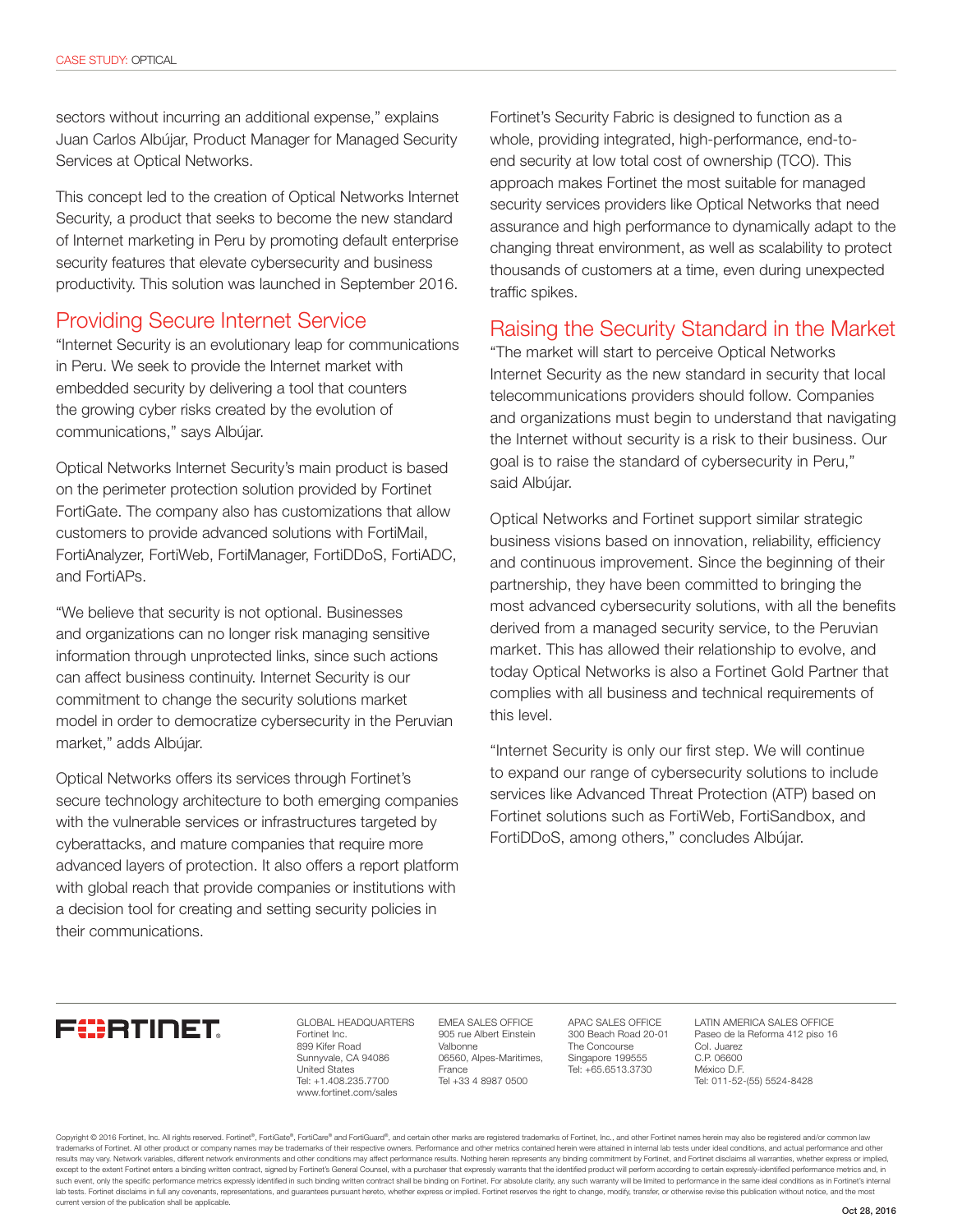sectors without incurring an additional expense," explains Juan Carlos Albújar, Product Manager for Managed Security Services at Optical Networks.

This concept led to the creation of Optical Networks Internet Security, a product that seeks to become the new standard of Internet marketing in Peru by promoting default enterprise security features that elevate cybersecurity and business productivity. This solution was launched in September 2016.

## Providing Secure Internet Service

"Internet Security is an evolutionary leap for communications in Peru. We seek to provide the Internet market with embedded security by delivering a tool that counters the growing cyber risks created by the evolution of communications," says Albújar.

Optical Networks Internet Security's main product is based on the perimeter protection solution provided by Fortinet FortiGate. The company also has customizations that allow customers to provide advanced solutions with FortiMail, FortiAnalyzer, FortiWeb, FortiManager, FortiDDoS, FortiADC, and FortiAPs.

"We believe that security is not optional. Businesses and organizations can no longer risk managing sensitive information through unprotected links, since such actions can affect business continuity. Internet Security is our commitment to change the security solutions market model in order to democratize cybersecurity in the Peruvian market," adds Albújar.

Optical Networks offers its services through Fortinet's secure technology architecture to both emerging companies with the vulnerable services or infrastructures targeted by cyberattacks, and mature companies that require more advanced layers of protection. It also offers a report platform with global reach that provide companies or institutions with a decision tool for creating and setting security policies in their communications.

Fortinet's Security Fabric is designed to function as a whole, providing integrated, high-performance, end-to-end security at low total cost of ownership (TCO). This approach makes Fortinet the most suitable for managed security services providers like Optical Networks that need assurance and high performance to dynamically adapt to the changing threat environment, as well as scalability to protect thousands of customers at a time, even during unexpected traffic spikes.

## Raising the Security Standard in the Market

"The market will start to perceive Optical Networks Internet Security as the new standard in security that local telecommunications providers should follow. Companies and organizations must begin to understand that navigating the Internet without security is a risk to their business. Our goal is to raise the standard of cybersecurity in Peru," said Albújar.

Optical Networks and Fortinet support similar strategic business visions based on innovation, reliability, efficiency and continuous improvement. Since the beginning of their partnership, they have been committed to bringing the most advanced cybersecurity solutions, with all the benefits derived from a managed security service, to the Peruvian market. This has allowed their relationship to evolve, and today Optical Networks is also a Fortinet Gold Partner that complies with all business and technical requirements of this level.

"Internet Security is only our first step. We will continue to expand our range of cybersecurity solutions to include services like Advanced Threat Protection (ATP) based on Fortinet solutions such as FortiWeb, FortiSandbox, and FortiDDoS, among others," concludes Albújar.

FORTINET

GLOBAL HEADQUARTERS
Fortinet Inc.
899 Kifer Road
Sunnyvale, CA 94086
United States
Tel: +1.408.235.7700
www.fortinet.com/sales

EMEA SALES OFFICE
905 rue Albert Einstein
Valbonne
06560, Alpes-Maritimes,
France
Tel +33 4 8987 0500

APAC SALES OFFICE
300 Beach Road 20-01
The Concourse
Singapore 199555
Tel: +65.6513.3730

LATIN AMERICA SALES OFFICE
Paseo de la Reforma 412 piso 16
Col. Juarez
C.P. 06600
México D.F.
Tel: 011-52-(55) 5524-8428

Copyright © 2016 Fortinet, Inc. All rights reserved. Fortinet®, FortiGate®, FortiCare® and FortiGuard®, and certain other marks are registered trademarks of Fortinet, Inc., and other Fortinet names herein may also be registered and/or common law trademarks of Fortinet. All other product or company names may be trademarks of their respective owners. Performance and other metrics contained herein were attained in internal lab tests under ideal conditions, and actual performance and other results may vary. Network variables, different network environments and other conditions may affect performance results. Nothing herein represents any binding commitment by Fortinet, and Fortinet disclaims all warranties, whether express or implied, except to the extent Fortinet enters a binding written contract, signed by Fortinet's General Counsel, with a purchaser that expressly warrants that the identified product will perform according to certain expressly-identified performance metrics and, in such event, only the specific performance metrics expressly identified in such binding written contract shall be binding on Fortinet. For absolute clarity, any such warranty will be limited to performance in the same ideal conditions as in Fortinet's internal lab tests. Fortinet disclaims in full any covenants, representations, and guarantees pursuant hereto, whether express or implied. Fortinet reserves the right to change, modify, transfer, or otherwise revise this publication without notice, and the most current version of the publication shall be applicable.

Oct 28, 2016